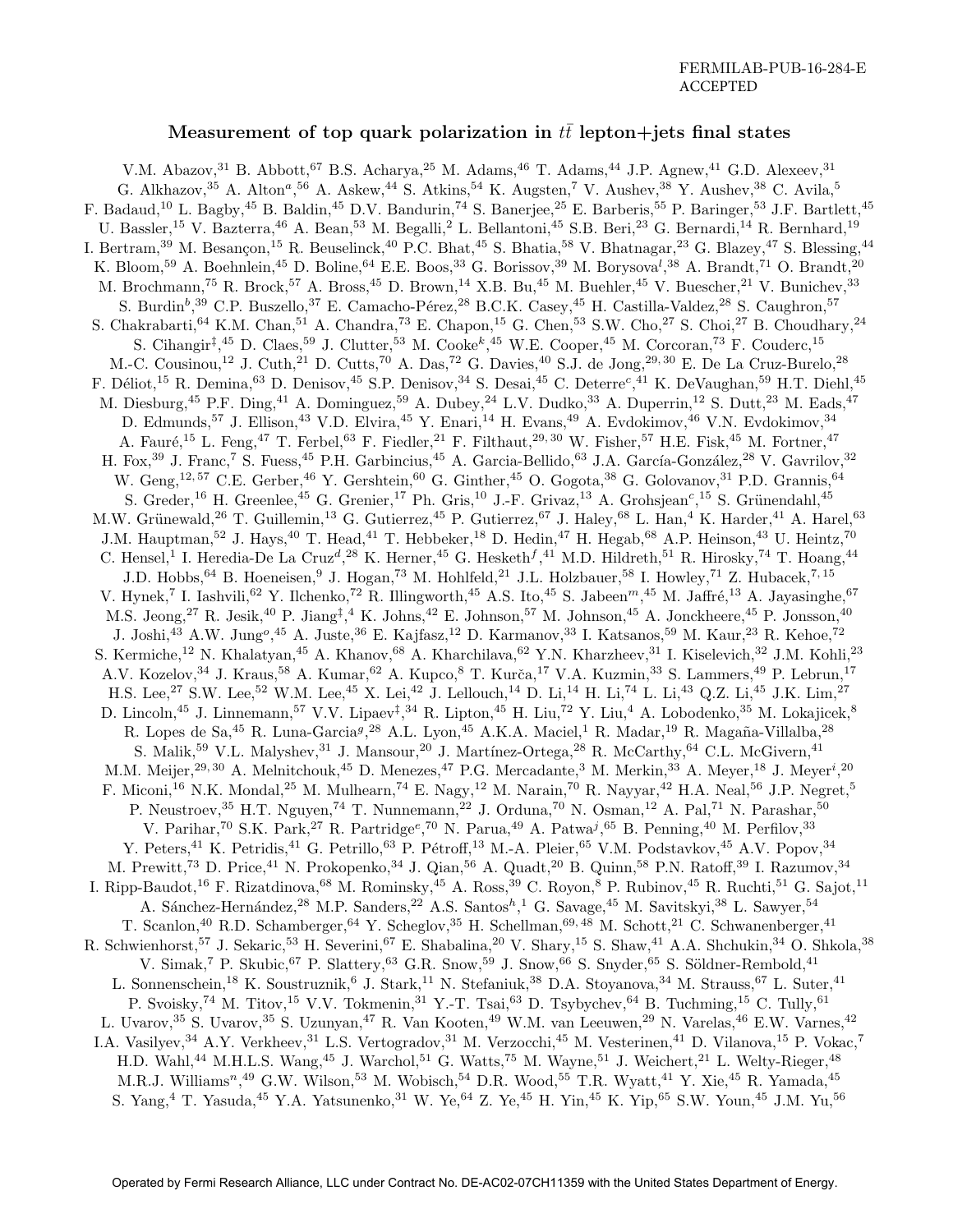FERMILAB-PUB-16-284-E
ACCEPTED

# Measurement of top quark polarization in $t\bar{t}$ lepton+jets final states

V.M. Abazov,[31] B. Abbott,[67] B.S. Acharya,[25] M. Adams,[46] T. Adams,[44] J.P. Agnew,[41] G.D. Alexeev,[31] G. Alkhazov,[35] A. Alton[a],[56] A. Askew,[44] S. Atkins,[54] K. Augsten,[7] V. Aushev,[38] Y. Aushev,[38] C. Avila,[5] F. Badaud,[10] L. Bagby,[45] B. Baldin,[45] D.V. Bandurin,[74] S. Banerjee,[25] E. Barberis,[55] P. Baringer,[53] J.F. Bartlett,[45] U. Bassler,[15] V. Bazterra,[46] A. Bean,[53] M. Begalli,[2] L. Bellantoni,[45] S.B. Beri,[23] G. Bernardi,[14] R. Bernhard,[19] I. Bertram,[39] M. Besançon,[15] R. Beuselinck,[40] P.C. Bhat,[45] S. Bhatia,[58] V. Bhatnagar,[23] G. Blazey,[47] S. Blessing,[44] K. Bloom,[59] A. Boehnlein,[45] D. Boline,[64] E.E. Boos,[33] G. Borissov,[39] M. Borysova[l],[38] A. Brandt,[71] O. Brandt,[20] M. Brochmann,[75] R. Brock,[57] A. Bross,[45] D. Brown,[14] X.B. Bu,[45] M. Buehler,[45] V. Buescher,[21] V. Bunichev,[33] S. Burdin[b],[39] C.P. Buszello,[37] E. Camacho-Pérez,[28] B.C.K. Casey,[45] H. Castilla-Valdez,[28] S. Caughron,[57] S. Chakrabarti,[64] K.M. Chan,[51] A. Chandra,[73] E. Chapon,[15] G. Chen,[53] S.W. Cho,[27] S. Choi,[27] B. Choudhary,[24] S. Cihangir[‡],[45] D. Claes,[59] J. Clutter,[53] M. Cooke[k],[45] W.E. Cooper,[45] M. Corcoran,[73] F. Couderc,[15] M.-C. Cousinou,[12] J. Cuth,[21] D. Cutts,[70] A. Das,[72] G. Davies,[40] S.J. de Jong,[29,30] E. De La Cruz-Burelo,[28] F. Déliot,[15] R. Demina,[63] D. Denisov,[45] S.P. Denisov,[34] S. Desai,[45] C. Deterre[c],[41] K. DeVaughan,[59] H.T. Diehl,[45] M. Diesburg,[45] P.F. Ding,[41] A. Dominguez,[59] A. Dubey,[24] L.V. Dudko,[33] A. Duperrin,[12] S. Dutt,[23] M. Eads,[47] D. Edmunds,[57] J. Ellison,[43] V.D. Elvira,[45] Y. Enari,[14] H. Evans,[49] A. Evdokimov,[46] V.N. Evdokimov,[34] A. Fauré,[15] L. Feng,[47] T. Ferbel,[63] F. Fiedler,[21] F. Filthaut,[29,30] W. Fisher,[57] H.E. Fisk,[45] M. Fortner,[47] H. Fox,[39] J. Franc,[7] S. Fuess,[45] P.H. Garbincius,[45] A. Garcia-Bellido,[63] J.A. García-González,[28] V. Gavrilov,[32] W. Geng,[12,57] C.E. Gerber,[46] Y. Gershtein,[60] G. Ginther,[45] O. Gogota,[38] G. Golovanov,[31] P.D. Grannis,[64] S. Greder,[16] H. Greenlee,[45] G. Grenier,[17] Ph. Gris,[10] J.-F. Grivaz,[13] A. Grohsjean[c],[15] S. Grünendahl,[45] M.W. Grünewald,[26] T. Guillemin,[13] G. Gutierrez,[45] P. Gutierrez,[67] J. Haley,[68] L. Han,[4] K. Harder,[41] A. Harel,[63] J.M. Hauptman,[52] J. Hays,[40] T. Head,[41] T. Hebbeker,[18] D. Hedin,[47] H. Hegab,[68] A.P. Heinson,[43] U. Heintz,[70] C. Hensel,[1] I. Heredia-De La Cruz[d],[28] K. Herner,[45] G. Hesketh[f],[41] M.D. Hildreth,[51] R. Hirosky,[74] T. Hoang,[44] J.D. Hobbs,[64] B. Hoeneisen,[9] J. Hogan,[73] M. Hohlfeld,[21] J.L. Holzbauer,[58] I. Howley,[71] Z. Hubacek,[7,15] V. Hynek,[7] I. Iashvili,[62] Y. Ilchenko,[72] R. Illingworth,[45] A.S. Ito,[45] S. Jabeen[m],[45] M. Jaffré,[13] A. Jayasinghe,[67] M.S. Jeong,[27] R. Jesik,[40] P. Jiang[‡],[4] K. Johns,[42] E. Johnson,[57] M. Johnson,[45] A. Jonckheere,[45] P. Jonsson,[40] J. Joshi,[43] A.W. Jung[o],[45] A. Juste,[36] E. Kajfasz,[12] D. Karmanov,[33] I. Katsanos,[59] M. Kaur,[23] R. Kehoe,[72] S. Kermiche,[12] N. Khalatyan,[45] A. Khanov,[68] A. Kharchilava,[62] Y.N. Kharzheev,[31] I. Kiselevich,[32] J.M. Kohli,[23] A.V. Kozelov,[34] J. Kraus,[58] A. Kumar,[62] A. Kupco,[8] T. Kurča,[17] V.A. Kuzmin,[33] S. Lammers,[49] P. Lebrun,[17] H.S. Lee,[27] S.W. Lee,[52] W.M. Lee,[45] X. Lei,[42] J. Lellouch,[14] D. Li,[14] H. Li,[74] L. Li,[43] Q.Z. Li,[45] J.K. Lim,[27] D. Lincoln,[45] J. Linnemann,[57] V.V. Lipaev[‡],[34] R. Lipton,[45] H. Liu,[72] Y. Liu,[4] A. Lobodenko,[35] M. Lokajicek,[8] R. Lopes de Sa,[45] R. Luna-Garcia[g],[28] A.L. Lyon,[45] A.K.A. Maciel,[1] R. Madar,[19] R. Magaña-Villalba,[28] S. Malik,[59] V.L. Malyshev,[31] J. Mansour,[20] J. Martínez-Ortega,[28] R. McCarthy,[64] C.L. McGivern,[41] M.M. Meijer,[29,30] A. Melnitchouk,[45] D. Menezes,[47] P.G. Mercadante,[3] M. Merkin,[33] A. Meyer,[18] J. Meyer[i],[20] F. Miconi,[16] N.K. Mondal,[25] M. Mulhearn,[74] E. Nagy,[12] M. Narain,[70] R. Nayyar,[42] H.A. Neal,[56] J.P. Negret,[5] P. Neustroev,[35] H.T. Nguyen,[74] T. Nunnemann,[22] J. Orduna,[70] N. Osman,[12] A. Pal,[71] N. Parashar,[50] V. Parihar,[70] S.K. Park,[27] R. Partridge[e],[70] N. Parua,[49] A. Patwa[j],[65] B. Penning,[40] M. Perfilov,[33] Y. Peters,[41] K. Petridis,[41] G. Petrillo,[63] P. Pétroff,[13] M.-A. Pleier,[65] V.M. Podstavkov,[45] A.V. Popov,[34] M. Prewitt,[73] D. Price,[41] N. Prokopenko,[34] J. Qian,[56] A. Quadt,[20] B. Quinn,[58] P.N. Ratoff,[39] I. Razumov,[34] I. Ripp-Baudot,[16] F. Rizatdinova,[68] M. Rominsky,[45] A. Ross,[39] C. Royon,[8] P. Rubinov,[45] R. Ruchti,[51] G. Sajot,[11] A. Sánchez-Hernández,[28] M.P. Sanders,[22] A.S. Santos[h],[1] G. Savage,[45] M. Savitskyi,[38] L. Sawyer,[54] T. Scanlon,[40] R.D. Schamberger,[64] Y. Scheglov,[35] H. Schellman,[69,48] M. Schott,[21] C. Schwanenberger,[41] R. Schwienhorst,[57] J. Sekaric,[53] H. Severini,[67] E. Shabalina,[20] V. Shary,[15] S. Shaw,[41] A.A. Shchukin,[34] O. Shkola,[38] V. Simak,[7] P. Skubic,[67] P. Slattery,[63] G.R. Snow,[59] J. Snow,[66] S. Snyder,[65] S. Söldner-Rembold,[41] L. Sonnenschein,[18] K. Soustruznik,[6] J. Stark,[11] N. Stefaniuk,[38] D.A. Stoyanova,[34] M. Strauss,[67] L. Suter,[41] P. Svoisky,[74] M. Titov,[15] V.V. Tokmenin,[31] Y.-T. Tsai,[63] D. Tsybychev,[64] B. Tuchming,[15] C. Tully,[61] L. Uvarov,[35] S. Uvarov,[35] S. Uzunyan,[47] R. Van Kooten,[49] W.M. van Leeuwen,[29] N. Varelas,[46] E.W. Varnes,[42] I.A. Vasilyev,[34] A.Y. Verkheev,[31] L.S. Vertogradov,[31] M. Verzocchi,[45] M. Vesterinen,[41] D. Vilanova,[15] P. Vokac,[7] H.D. Wahl,[44] M.H.L.S. Wang,[45] J. Warchol,[51] G. Watts,[75] M. Wayne,[51] J. Weichert,[21] L. Welty-Rieger,[48] M.R.J. Williams[n],[49] G.W. Wilson,[53] M. Wobisch,[54] D.R. Wood,[55] T.R. Wyatt,[41] Y. Xie,[45] R. Yamada,[45] S. Yang,[4] T. Yasuda,[45] Y.A. Yatsunenko,[31] W. Ye,[64] Z. Ye,[45] H. Yin,[45] K. Yip,[65] S.W. Youn,[45] J.M. Yu,[56]

Operated by Fermi Research Alliance, LLC under Contract No. DE-AC02-07CH11359 with the United States Department of Energy.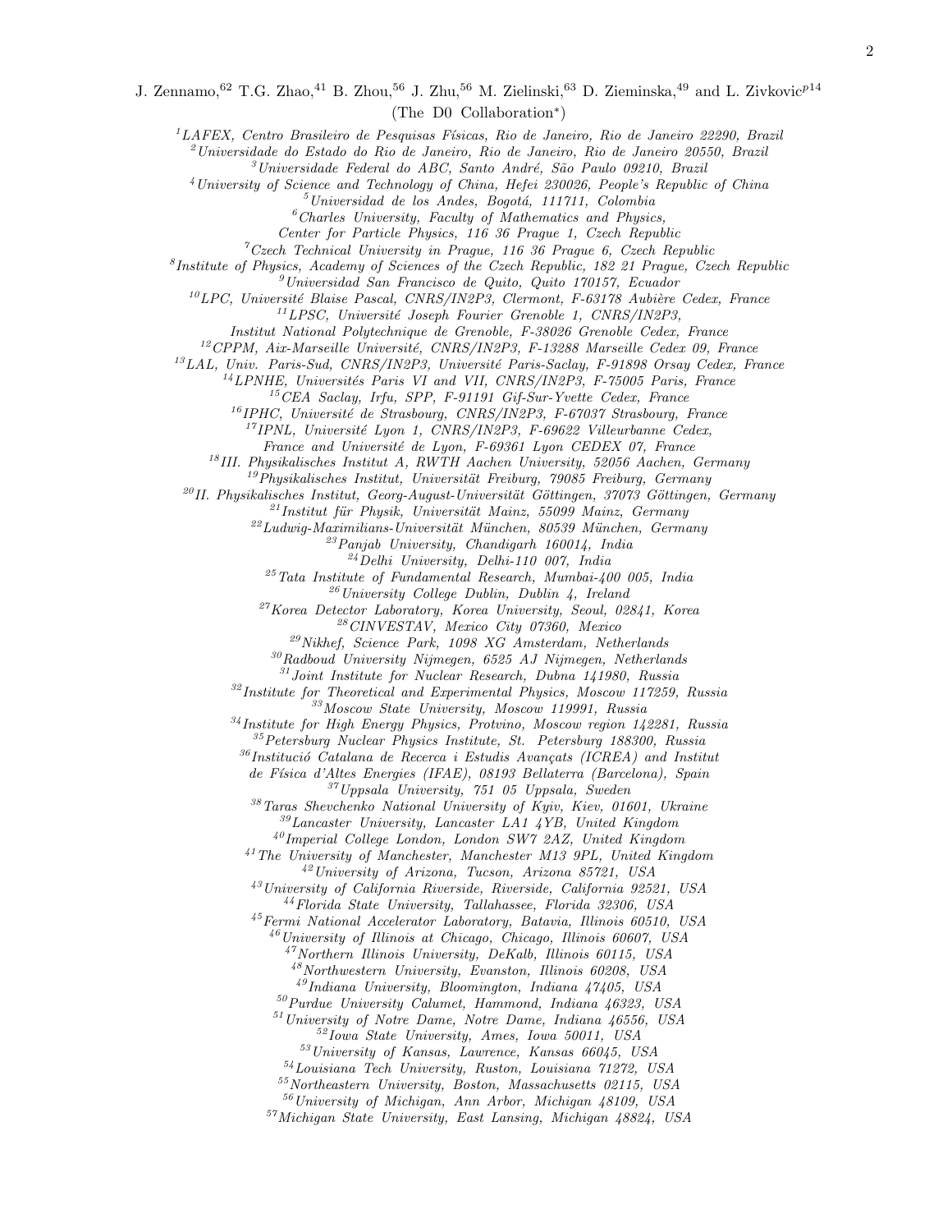J. Zennamo,[62] T.G. Zhao,[41] B. Zhou,[56] J. Zhu,[56] M. Zielinski,[63] D. Zieminska,[49] and L. Zivkovic[p14]

(The D0 Collaboration[*])

[1]*LAFEX, Centro Brasileiro de Pesquisas Físicas, Rio de Janeiro, Rio de Janeiro 22290, Brazil*

[2]*Universidade do Estado do Rio de Janeiro, Rio de Janeiro, Rio de Janeiro 20550, Brazil*

[3]*Universidade Federal do ABC, Santo André, São Paulo 09210, Brazil*

[4]*University of Science and Technology of China, Hefei 230026, People's Republic of China*

[5]*Universidad de los Andes, Bogotá, 111711, Colombia*

[6]*Charles University, Faculty of Mathematics and Physics, Center for Particle Physics, 116 36 Prague 1, Czech Republic*

[7]*Czech Technical University in Prague, 116 36 Prague 6, Czech Republic*

[8]*Institute of Physics, Academy of Sciences of the Czech Republic, 182 21 Prague, Czech Republic*

[9]*Universidad San Francisco de Quito, Quito 170157, Ecuador*

[10]*LPC, Université Blaise Pascal, CNRS/IN2P3, Clermont, F-63178 Aubière Cedex, France*

[11]*LPSC, Université Joseph Fourier Grenoble 1, CNRS/IN2P3, Institut National Polytechnique de Grenoble, F-38026 Grenoble Cedex, France*

[12]*CPPM, Aix-Marseille Université, CNRS/IN2P3, F-13288 Marseille Cedex 09, France*

[13]*LAL, Univ. Paris-Sud, CNRS/IN2P3, Université Paris-Saclay, F-91898 Orsay Cedex, France*

[14]*LPNHE, Universités Paris VI and VII, CNRS/IN2P3, F-75005 Paris, France*

[15]*CEA Saclay, Irfu, SPP, F-91191 Gif-Sur-Yvette Cedex, France*

[16]*IPHC, Université de Strasbourg, CNRS/IN2P3, F-67037 Strasbourg, France*

[17]*IPNL, Université Lyon 1, CNRS/IN2P3, F-69622 Villeurbanne Cedex, France and Université de Lyon, F-69361 Lyon CEDEX 07, France*

[18]*III. Physikalisches Institut A, RWTH Aachen University, 52056 Aachen, Germany*

[19]*Physikalisches Institut, Universität Freiburg, 79085 Freiburg, Germany*

[20]*II. Physikalisches Institut, Georg-August-Universität Göttingen, 37073 Göttingen, Germany*

[21]*Institut für Physik, Universität Mainz, 55099 Mainz, Germany*

[22]*Ludwig-Maximilians-Universität München, 80539 München, Germany*

[23]*Panjab University, Chandigarh 160014, India*

[24]*Delhi University, Delhi-110 007, India*

[25]*Tata Institute of Fundamental Research, Mumbai-400 005, India*

[26]*University College Dublin, Dublin 4, Ireland*

[27]*Korea Detector Laboratory, Korea University, Seoul, 02841, Korea*

[28]*CINVESTAV, Mexico City 07360, Mexico*

[29]*Nikhef, Science Park, 1098 XG Amsterdam, Netherlands*

[30]*Radboud University Nijmegen, 6525 AJ Nijmegen, Netherlands*

[31]*Joint Institute for Nuclear Research, Dubna 141980, Russia*

[32]*Institute for Theoretical and Experimental Physics, Moscow 117259, Russia*

[33]*Moscow State University, Moscow 119991, Russia*

[34]*Institute for High Energy Physics, Protvino, Moscow region 142281, Russia*

[35]*Petersburg Nuclear Physics Institute, St. Petersburg 188300, Russia*

[36]*Institució Catalana de Recerca i Estudis Avançats (ICREA) and Institut de Física d'Altes Energies (IFAE), 08193 Bellaterra (Barcelona), Spain*

[37]*Uppsala University, 751 05 Uppsala, Sweden*

[38]*Taras Shevchenko National University of Kyiv, Kiev, 01601, Ukraine*

[39]*Lancaster University, Lancaster LA1 4YB, United Kingdom*

[40]*Imperial College London, London SW7 2AZ, United Kingdom*

[41]*The University of Manchester, Manchester M13 9PL, United Kingdom*

[42]*University of Arizona, Tucson, Arizona 85721, USA*

[43]*University of California Riverside, Riverside, California 92521, USA*

[44]*Florida State University, Tallahassee, Florida 32306, USA*

[45]*Fermi National Accelerator Laboratory, Batavia, Illinois 60510, USA*

[46]*University of Illinois at Chicago, Chicago, Illinois 60607, USA*

[47]*Northern Illinois University, DeKalb, Illinois 60115, USA*

[48]*Northwestern University, Evanston, Illinois 60208, USA*

[49]*Indiana University, Bloomington, Indiana 47405, USA*

[50]*Purdue University Calumet, Hammond, Indiana 46323, USA*

[51]*University of Notre Dame, Notre Dame, Indiana 46556, USA*

[52]*Iowa State University, Ames, Iowa 50011, USA*

[53]*University of Kansas, Lawrence, Kansas 66045, USA*

[54]*Louisiana Tech University, Ruston, Louisiana 71272, USA*

[55]*Northeastern University, Boston, Massachusetts 02115, USA*

[56]*University of Michigan, Ann Arbor, Michigan 48109, USA*

[57]*Michigan State University, East Lansing, Michigan 48824, USA*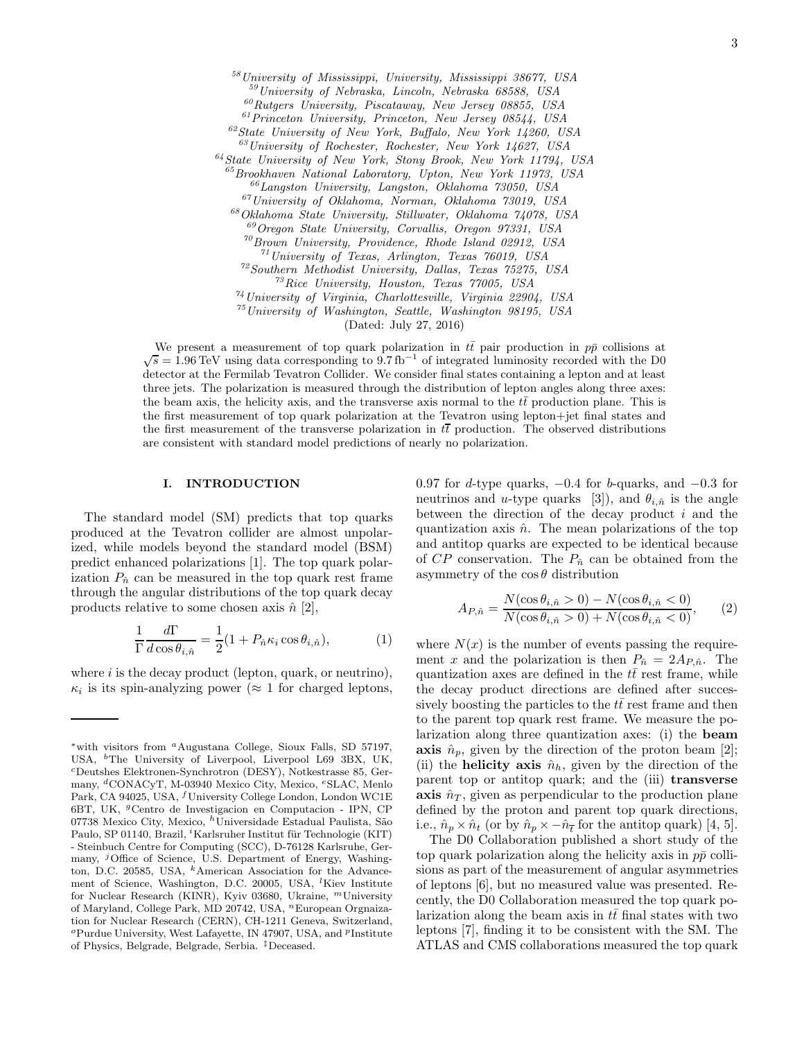[58]University of Mississippi, University, Mississippi 38677, USA
[59]University of Nebraska, Lincoln, Nebraska 68588, USA
[60]Rutgers University, Piscataway, New Jersey 08855, USA
[61]Princeton University, Princeton, New Jersey 08544, USA
[62]State University of New York, Buffalo, New York 14260, USA
[63]University of Rochester, Rochester, New York 14627, USA
[64]State University of New York, Stony Brook, New York 11794, USA
[65]Brookhaven National Laboratory, Upton, New York 11973, USA
[66]Langston University, Langston, Oklahoma 73050, USA
[67]University of Oklahoma, Norman, Oklahoma 73019, USA
[68]Oklahoma State University, Stillwater, Oklahoma 74078, USA
[69]Oregon State University, Corvallis, Oregon 97331, USA
[70]Brown University, Providence, Rhode Island 02912, USA
[71]University of Texas, Arlington, Texas 76019, USA
[72]Southern Methodist University, Dallas, Texas 75275, USA
[73]Rice University, Houston, Texas 77005, USA
[74]University of Virginia, Charlottesville, Virginia 22904, USA
[75]University of Washington, Seattle, Washington 98195, USA

(Dated: July 27, 2016)

We present a measurement of top quark polarization in $t\bar{t}$ pair production in $p\bar{p}$ collisions at $\sqrt{s} = 1.96$ TeV using data corresponding to $9.7\,\text{fb}^{-1}$ of integrated luminosity recorded with the D0 detector at the Fermilab Tevatron Collider. We consider final states containing a lepton and at least three jets. The polarization is measured through the distribution of lepton angles along three axes: the beam axis, the helicity axis, and the transverse axis normal to the $t\bar{t}$ production plane. This is the first measurement of top quark polarization at the Tevatron using lepton+jet final states and the first measurement of the transverse polarization in $t\bar{t}$ production. The observed distributions are consistent with standard model predictions of nearly no polarization.

## I. INTRODUCTION

The standard model (SM) predicts that top quarks produced at the Tevatron collider are almost unpolarized, while models beyond the standard model (BSM) predict enhanced polarizations [1]. The top quark polarization $P_{\hat{n}}$ can be measured in the top quark rest frame through the angular distributions of the top quark decay products relative to some chosen axis $\hat{n}$ [2],

$$\frac{1}{\Gamma}\frac{d\Gamma}{d\cos\theta_{i,\hat{n}}} = \frac{1}{2}(1 + P_{\hat{n}}\kappa_i \cos\theta_{i,\hat{n}}), \tag{1}$$

where $i$ is the decay product (lepton, quark, or neutrino), $\kappa_i$ is its spin-analyzing power ($\approx 1$ for charged leptons, 0.97 for $d$-type quarks, $-0.4$ for $b$-quarks, and $-0.3$ for neutrinos and $u$-type quarks [3]), and $\theta_{i,\hat{n}}$ is the angle between the direction of the decay product $i$ and the quantization axis $\hat{n}$. The mean polarizations of the top and antitop quarks are expected to be identical because of $CP$ conservation. The $P_{\hat{n}}$ can be obtained from the asymmetry of the $\cos\theta$ distribution

$$A_{P,\hat{n}} = \frac{N(\cos\theta_{i,\hat{n}} > 0) - N(\cos\theta_{i,\hat{n}} < 0)}{N(\cos\theta_{i,\hat{n}} > 0) + N(\cos\theta_{i,\hat{n}} < 0)}, \tag{2}$$

where $N(x)$ is the number of events passing the requirement $x$ and the polarization is then $P_{\hat{n}} = 2A_{P,\hat{n}}$. The quantization axes are defined in the $t\bar{t}$ rest frame, while the decay product directions are defined after successively boosting the particles to the $t\bar{t}$ rest frame and then to the parent top quark rest frame. We measure the polarization along three quantization axes: (i) the **beam axis** $\hat{n}_p$, given by the direction of the proton beam [2]; (ii) the **helicity axis** $\hat{n}_h$, given by the direction of the parent top or antitop quark; and the (iii) **transverse axis** $\hat{n}_T$, given as perpendicular to the production plane defined by the proton and parent top quark directions, i.e., $\hat{n}_p \times \hat{n}_t$ (or by $\hat{n}_p \times -\hat{n}_{\bar{t}}$ for the antitop quark) [4, 5].

The D0 Collaboration published a short study of the top quark polarization along the helicity axis in $p\bar{p}$ collisions as part of the measurement of angular asymmetries of leptons [6], but no measured value was presented. Recently, the D0 Collaboration measured the top quark polarization along the beam axis in $t\bar{t}$ final states with two leptons [7], finding it to be consistent with the SM. The ATLAS and CMS collaborations measured the top quark

---

*with visitors from [a]Augustana College, Sioux Falls, SD 57197, USA, [b]The University of Liverpool, Liverpool L69 3BX, UK, [c]Deutshes Elektronen-Synchrotron (DESY), Notkestrasse 85, Germany, [d]CONACyT, M-03940 Mexico City, Mexico, [e]SLAC, Menlo Park, CA 94025, USA, [f]University College London, London WC1E 6BT, UK, [g]Centro de Investigacion en Computacion - IPN, CP 07738 Mexico City, Mexico, [h]Universidade Estadual Paulista, São Paulo, SP 01140, Brazil, [i]Karlsruher Institut für Technologie (KIT) - Steinbuch Centre for Computing (SCC), D-76128 Karlsruhe, Germany, [j]Office of Science, U.S. Department of Energy, Washington, D.C. 20585, USA, [k]American Association for the Advancement of Science, Washington, D.C. 20005, USA, [l]Kiev Institute for Nuclear Research (KINR), Kyiv 03680, Ukraine, [m]University of Maryland, College Park, MD 20742, USA, [n]European Orgnaization for Nuclear Research (CERN), CH-1211 Geneva, Switzerland, [o]Purdue University, West Lafayette, IN 47907, USA, and [p]Institute of Physics, Belgrade, Belgrade, Serbia. ‡Deceased.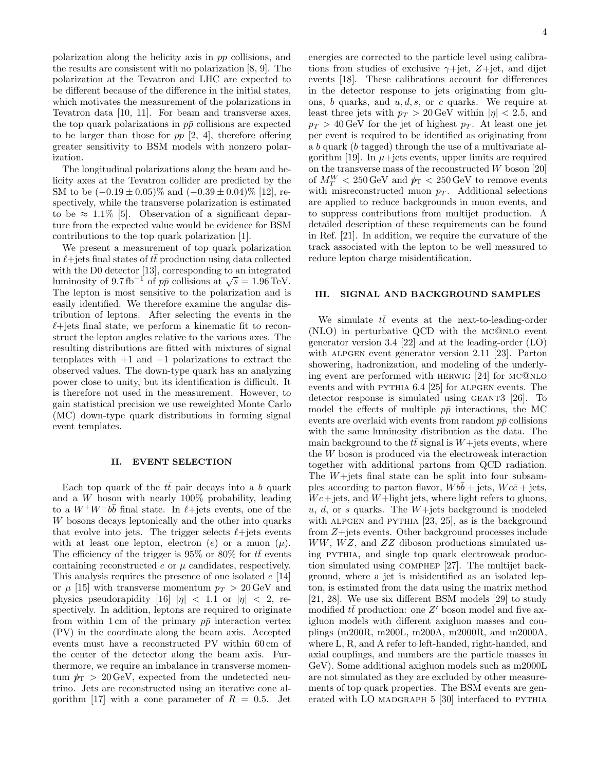polarization along the helicity axis in $pp$ collisions, and the results are consistent with no polarization [8, 9]. The polarization at the Tevatron and LHC are expected to be different because of the difference in the initial states, which motivates the measurement of the polarizations in Tevatron data [10, 11]. For beam and transverse axes, the top quark polarizations in $p\bar{p}$ collisions are expected to be larger than those for $pp$ [2, 4], therefore offering greater sensitivity to BSM models with nonzero polarization.

The longitudinal polarizations along the beam and helicity axes at the Tevatron collider are predicted by the SM to be $(-0.19 \pm 0.05)\%$ and $(-0.39 \pm 0.04)\%$ [12], respectively, while the transverse polarization is estimated to be $\approx 1.1\%$ [5]. Observation of a significant departure from the expected value would be evidence for BSM contributions to the top quark polarization [1].

We present a measurement of top quark polarization in $\ell$+jets final states of $t\bar{t}$ production using data collected with the D0 detector [13], corresponding to an integrated luminosity of $9.7\,\text{fb}^{-1}$ of $p\bar{p}$ collisions at $\sqrt{s} = 1.96\,\text{TeV}$. The lepton is most sensitive to the polarization and is easily identified. We therefore examine the angular distribution of leptons. After selecting the events in the $\ell$+jets final state, we perform a kinematic fit to reconstruct the lepton angles relative to the various axes. The resulting distributions are fitted with mixtures of signal templates with $+1$ and $-1$ polarizations to extract the observed values. The down-type quark has an analyzing power close to unity, but its identification is difficult. It is therefore not used in the measurement. However, to gain statistical precision we use reweighted Monte Carlo (MC) down-type quark distributions in forming signal event templates.

## II. EVENT SELECTION

Each top quark of the $t\bar{t}$ pair decays into a $b$ quark and a $W$ boson with nearly 100% probability, leading to a $W^+W^-b\bar{b}$ final state. In $\ell$+jets events, one of the $W$ bosons decays leptonically and the other into quarks that evolve into jets. The trigger selects $\ell$+jets events with at least one lepton, electron ($e$) or a muon ($\mu$). The efficiency of the trigger is 95% or 80% for $t\bar{t}$ events containing reconstructed $e$ or $\mu$ candidates, respectively. This analysis requires the presence of one isolated $e$ [14] or $\mu$ [15] with transverse momentum $p_T > 20\,\text{GeV}$ and physics pseudorapidity [16] $|\eta| < 1.1$ or $|\eta| < 2$, respectively. In addition, leptons are required to originate from within 1 cm of the primary $p\bar{p}$ interaction vertex (PV) in the coordinate along the beam axis. Accepted events must have a reconstructed PV within 60 cm of the center of the detector along the beam axis. Furthermore, we require an imbalance in transverse momentum $\not{p}_T > 20\,\text{GeV}$, expected from the undetected neutrino. Jets are reconstructed using an iterative cone algorithm [17] with a cone parameter of $R = 0.5$. Jet energies are corrected to the particle level using calibrations from studies of exclusive $\gamma$+jet, $Z$+jet, and dijet events [18]. These calibrations account for differences in the detector response to jets originating from gluons, $b$ quarks, and $u, d, s$, or $c$ quarks. We require at least three jets with $p_T > 20\,\text{GeV}$ within $|\eta| < 2.5$, and $p_T > 40\,\text{GeV}$ for the jet of highest $p_T$. At least one jet per event is required to be identified as originating from a $b$ quark ($b$ tagged) through the use of a multivariate algorithm [19]. In $\mu$+jets events, upper limits are required on the transverse mass of the reconstructed $W$ boson [20] of $M_T^W < 250\,\text{GeV}$ and $\not{p}_T < 250\,\text{GeV}$ to remove events with misreconstructed muon $p_T$. Additional selections are applied to reduce backgrounds in muon events, and to suppress contributions from multijet production. A detailed description of these requirements can be found in Ref. [21]. In addition, we require the curvature of the track associated with the lepton to be well measured to reduce lepton charge misidentification.

## III. SIGNAL AND BACKGROUND SAMPLES

We simulate $t\bar{t}$ events at the next-to-leading-order (NLO) in perturbative QCD with the MC@NLO event generator version 3.4 [22] and at the leading-order (LO) with ALPGEN event generator version 2.11 [23]. Parton showering, hadronization, and modeling of the underlying event are performed with HERWIG [24] for MC@NLO events and with PYTHIA 6.4 [25] for ALPGEN events. The detector response is simulated using GEANT3 [26]. To model the effects of multiple $p\bar{p}$ interactions, the MC events are overlaid with events from random $p\bar{p}$ collisions with the same luminosity distribution as the data. The main background to the $t\bar{t}$ signal is $W$+jets events, where the $W$ boson is produced via the electroweak interaction together with additional partons from QCD radiation. The $W$+jets final state can be split into four subsamples according to parton flavor, $Wb\bar{b}$ + jets, $Wc\bar{c}$ + jets, $Wc$+jets, and $W$+light jets, where light refers to gluons, $u$, $d$, or $s$ quarks. The $W$+jets background is modeled with ALPGEN and PYTHIA [23, 25], as is the background from $Z$+jets events. Other background processes include $WW$, $WZ$, and $ZZ$ diboson productions simulated using PYTHIA, and single top quark electroweak production simulated using COMPHEP [27]. The multijet background, where a jet is misidentified as an isolated lepton, is estimated from the data using the matrix method [21, 28]. We use six different BSM models [29] to study modified $t\bar{t}$ production: one $Z'$ boson model and five axigluon models with different axigluon masses and couplings (m200R, m200L, m200A, m2000R, and m2000A, where L, R, and A refer to left-handed, right-handed, and axial couplings, and numbers are the particle masses in GeV). Some additional axigluon models such as m2000L are not simulated as they are excluded by other measurements of top quark properties. The BSM events are generated with LO MADGRAPH 5 [30] interfaced to PYTHIA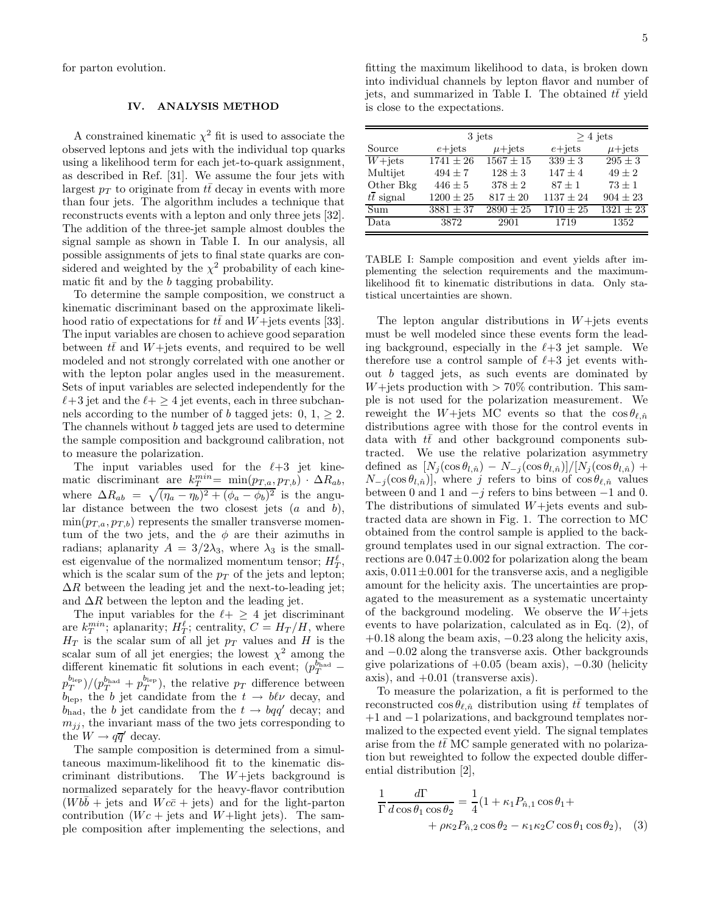for parton evolution.

## IV. ANALYSIS METHOD

A constrained kinematic $\chi^2$ fit is used to associate the observed leptons and jets with the individual top quarks using a likelihood term for each jet-to-quark assignment, as described in Ref. [31]. We assume the four jets with largest $p_T$ to originate from $t\bar{t}$ decay in events with more than four jets. The algorithm includes a technique that reconstructs events with a lepton and only three jets [32]. The addition of the three-jet sample almost doubles the signal sample as shown in Table I. In our analysis, all possible assignments of jets to final state quarks are considered and weighted by the $\chi^2$ probability of each kinematic fit and by the $b$ tagging probability.

To determine the sample composition, we construct a kinematic discriminant based on the approximate likelihood ratio of expectations for $t\bar{t}$ and $W$+jets events [33]. The input variables are chosen to achieve good separation between $t\bar{t}$ and $W$+jets events, and required to be well modeled and not strongly correlated with one another or with the lepton polar angles used in the measurement. Sets of input variables are selected independently for the $\ell$+3 jet and the $\ell+\geq 4$ jet events, each in three subchannels according to the number of $b$ tagged jets: 0, 1, $\geq 2$. The channels without $b$ tagged jets are used to determine the sample composition and background calibration, not to measure the polarization.

The input variables used for the $\ell$+3 jet kinematic discriminant are $k_T^{min}= \min(p_{T,a}, p_{T,b}) \cdot \Delta R_{ab}$, where $\Delta R_{ab} = \sqrt{(\eta_a - \eta_b)^2 + (\phi_a - \phi_b)^2}$ is the angular distance between the two closest jets ($a$ and $b$), $\min(p_{T,a}, p_{T,b})$ represents the smaller transverse momentum of the two jets, and the $\phi$ are their azimuths in radians; aplanarity $A = 3/2\lambda_3$, where $\lambda_3$ is the smallest eigenvalue of the normalized momentum tensor; $H_T^\ell$, which is the scalar sum of the $p_T$ of the jets and lepton; $\Delta R$ between the leading jet and the next-to-leading jet; and $\Delta R$ between the lepton and the leading jet.

The input variables for the $\ell+\geq 4$ jet discriminant are $k_T^{min}$; aplanarity; $H_T^\ell$; centrality, $C = H_T/H$, where $H_T$ is the scalar sum of all jet $p_T$ values and $H$ is the scalar sum of all jet energies; the lowest $\chi^2$ among the different kinematic fit solutions in each event; $(p_T^{b_{\rm had}} - p_T^{b_{\rm lep}})/(p_T^{b_{\rm had}} + p_T^{b_{\rm lep}})$, the relative $p_T$ difference between $b_{\rm lep}$, the $b$ jet candidate from the $t \to b\ell\nu$ decay, and $b_{\rm had}$, the $b$ jet candidate from the $t \to bqq'$ decay; and $m_{jj}$, the invariant mass of the two jets corresponding to the $W \to q\overline{q}'$ decay.

The sample composition is determined from a simultaneous maximum-likelihood fit to the kinematic discriminant distributions. The $W$+jets background is normalized separately for the heavy-flavor contribution ($Wb\bar{b}$ + jets and $Wc\bar{c}$ + jets) and for the light-parton contribution ($Wc$ + jets and $W$+light jets). The sample composition after implementing the selections, and fitting the maximum likelihood to data, is broken down into individual channels by lepton flavor and number of jets, and summarized in Table I. The obtained $t\bar{t}$ yield is close to the expectations.

| | 3 jets | | $\geq 4$ jets | |
|---|---|---|---|---|
| Source | $e$+jets | $\mu$+jets | $e$+jets | $\mu$+jets |
| $W$+jets | $1741 \pm 26$ | $1567 \pm 15$ | $339 \pm 3$ | $295 \pm 3$ |
| Multijet | $494 \pm 7$ | $128 \pm 3$ | $147 \pm 4$ | $49 \pm 2$ |
| Other Bkg | $446 \pm 5$ | $378 \pm 2$ | $87 \pm 1$ | $73 \pm 1$ |
| $t\bar{t}$ signal | $1200 \pm 25$ | $817 \pm 20$ | $1137 \pm 24$ | $904 \pm 23$ |
| Sum | $3881 \pm 37$ | $2890 \pm 25$ | $1710 \pm 25$ | $1321 \pm 23$ |
| Data | 3872 | 2901 | 1719 | 1352 |

TABLE I: Sample composition and event yields after implementing the selection requirements and the maximum-likelihood fit to kinematic distributions in data. Only statistical uncertainties are shown.

The lepton angular distributions in $W$+jets events must be well modeled since these events form the leading background, especially in the $\ell$+3 jet sample. We therefore use a control sample of $\ell$+3 jet events without $b$ tagged jets, as such events are dominated by $W$+jets production with $> 70\%$ contribution. This sample is not used for the polarization measurement. We reweight the $W$+jets MC events so that the $\cos\theta_{\ell,\hat{n}}$ distributions agree with those for the control events in data with $t\bar{t}$ and other background components subtracted. We use the relative polarization asymmetry defined as $[N_j(\cos\theta_{l,\hat{n}}) - N_{-j}(\cos\theta_{l,\hat{n}})]/[N_j(\cos\theta_{l,\hat{n}}) + N_{-j}(\cos\theta_{l,\hat{n}})]$, where $j$ refers to bins of $\cos\theta_{\ell,\hat{n}}$ values between 0 and 1 and $-j$ refers to bins between $-1$ and 0. The distributions of simulated $W$+jets events and subtracted data are shown in Fig. 1. The correction to MC obtained from the control sample is applied to the background templates used in our signal extraction. The corrections are $0.047 \pm 0.002$ for polarization along the beam axis, $0.011 \pm 0.001$ for the transverse axis, and a negligible amount for the helicity axis. The uncertainties are propagated to the measurement as a systematic uncertainty of the background modeling. We observe the $W$+jets events to have polarization, calculated as in Eq. (2), of $+0.18$ along the beam axis, $-0.23$ along the helicity axis, and $-0.02$ along the transverse axis. Other backgrounds give polarizations of $+0.05$ (beam axis), $-0.30$ (helicity axis), and $+0.01$ (transverse axis).

To measure the polarization, a fit is performed to the reconstructed $\cos\theta_{\ell,\hat{n}}$ distribution using $t\bar{t}$ templates of $+1$ and $-1$ polarizations, and background templates normalized to the expected event yield. The signal templates arise from the $t\bar{t}$ MC sample generated with no polarization but reweighted to follow the expected double differential distribution [2],

$$\frac{1}{\Gamma}\frac{d\Gamma}{d\cos\theta_1\cos\theta_2} = \frac{1}{4}(1 + \kappa_1 P_{\hat{n},1}\cos\theta_1 + + \rho\kappa_2 P_{\hat{n},2}\cos\theta_2 - \kappa_1\kappa_2 C\cos\theta_1\cos\theta_2), \quad (3)$$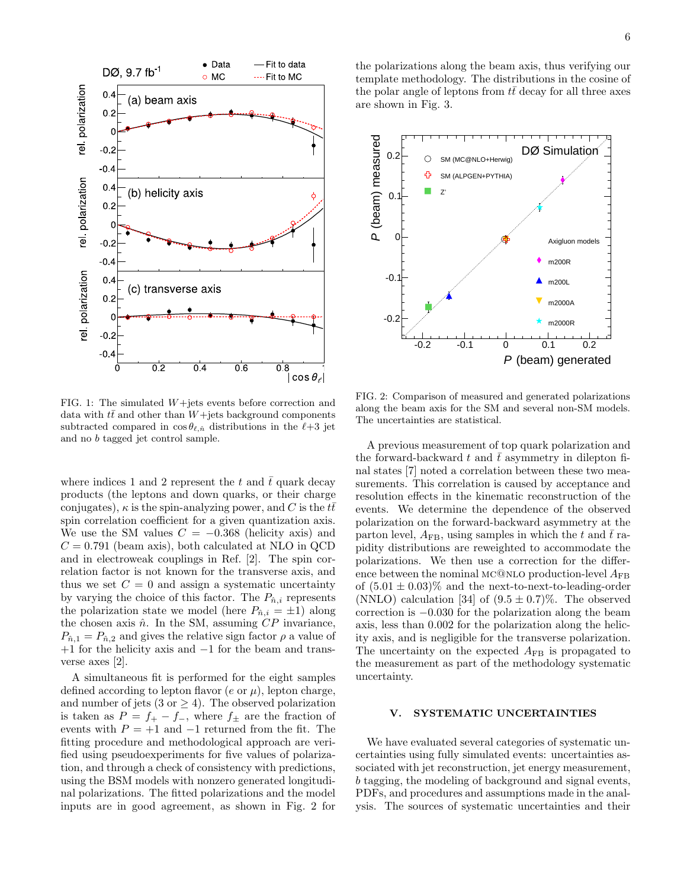FIG. 1: The simulated $W$+jets events before correction and data with $t\bar{t}$ and other than $W$+jets background components subtracted compared in $\cos\theta_{\ell,\hat{n}}$ distributions in the $\ell$+3 jet and no $b$ tagged jet control sample.

where indices 1 and 2 represent the $t$ and $\bar{t}$ quark decay products (the leptons and down quarks, or their charge conjugates), $\kappa$ is the spin-analyzing power, and $C$ is the $t\bar{t}$ spin correlation coefficient for a given quantization axis. We use the SM values $C = -0.368$ (helicity axis) and $C = 0.791$ (beam axis), both calculated at NLO in QCD and in electroweak couplings in Ref. [2]. The spin correlation factor is not known for the transverse axis, and thus we set $C = 0$ and assign a systematic uncertainty by varying the choice of this factor. The $P_{\hat{n},i}$ represents the polarization state we model (here $P_{\hat{n},i} = \pm 1$) along the chosen axis $\hat{n}$. In the SM, assuming $CP$ invariance, $P_{\hat{n},1} = P_{\hat{n},2}$ and gives the relative sign factor $\rho$ a value of $+1$ for the helicity axis and $-1$ for the beam and transverse axes [2].

A simultaneous fit is performed for the eight samples defined according to lepton flavor ($e$ or $\mu$), lepton charge, and number of jets (3 or $\geq 4$). The observed polarization is taken as $P = f_+ - f_-$, where $f_\pm$ are the fraction of events with $P = +1$ and $-1$ returned from the fit. The fitting procedure and methodological approach are verified using pseudoexperiments for five values of polarization, and through a check of consistency with predictions, using the BSM models with nonzero generated longitudinal polarizations. The fitted polarizations and the model inputs are in good agreement, as shown in Fig. 2 for the polarizations along the beam axis, thus verifying our template methodology. The distributions in the cosine of the polar angle of leptons from $t\bar{t}$ decay for all three axes are shown in Fig. 3.

FIG. 2: Comparison of measured and generated polarizations along the beam axis for the SM and several non-SM models. The uncertainties are statistical.

A previous measurement of top quark polarization and the forward-backward $t$ and $\bar{t}$ asymmetry in dilepton final states [7] noted a correlation between these two measurements. This correlation is caused by acceptance and resolution effects in the kinematic reconstruction of the events. We determine the dependence of the observed polarization on the forward-backward asymmetry at the parton level, $A_{\rm FB}$, using samples in which the $t$ and $\bar{t}$ rapidity distributions are reweighted to accommodate the polarizations. We then use a correction for the difference between the nominal MC@NLO production-level $A_{\rm FB}$ of $(5.01 \pm 0.03)\%$ and the next-to-next-to-leading-order (NNLO) calculation [34] of $(9.5 \pm 0.7)\%$. The observed correction is $-0.030$ for the polarization along the beam axis, less than 0.002 for the polarization along the helicity axis, and is negligible for the transverse polarization. The uncertainty on the expected $A_{\rm FB}$ is propagated to the measurement as part of the methodology systematic uncertainty.

## V. SYSTEMATIC UNCERTAINTIES

We have evaluated several categories of systematic uncertainties using fully simulated events: uncertainties associated with jet reconstruction, jet energy measurement, $b$ tagging, the modeling of background and signal events, PDFs, and procedures and assumptions made in the analysis. The sources of systematic uncertainties and their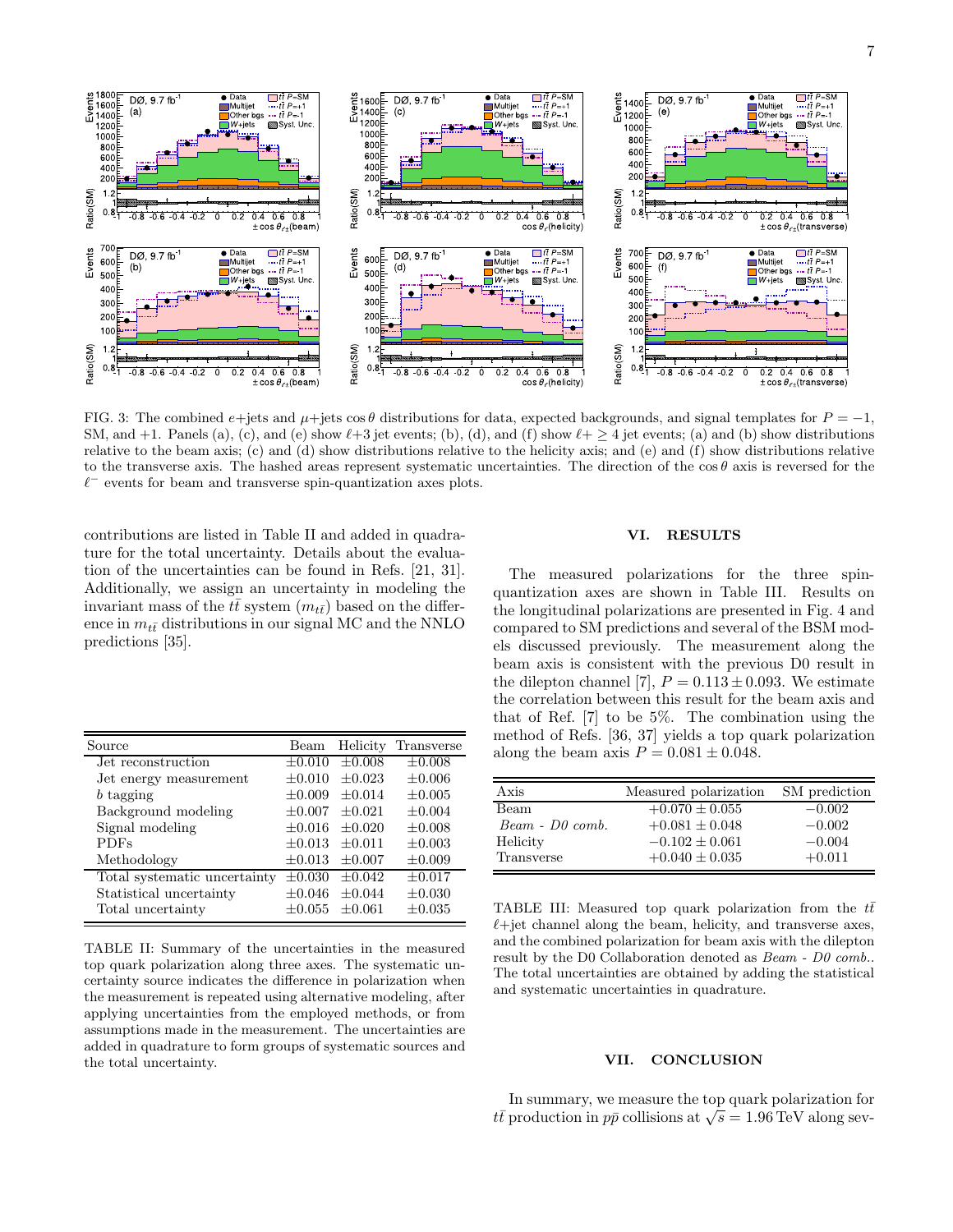FIG. 3: The combined $e$+jets and $\mu$+jets $\cos\theta$ distributions for data, expected backgrounds, and signal templates for $P = -1$, SM, and $+1$. Panels (a), (c), and (e) show $\ell$+3 jet events; (b), (d), and (f) show $\ell+\geq 4$ jet events; (a) and (b) show distributions relative to the beam axis; (c) and (d) show distributions relative to the helicity axis; and (e) and (f) show distributions relative to the transverse axis. The hashed areas represent systematic uncertainties. The direction of the $\cos\theta$ axis is reversed for the $\ell^-$ events for beam and transverse spin-quantization axes plots.

contributions are listed in Table II and added in quadrature for the total uncertainty. Details about the evaluation of the uncertainties can be found in Refs. [21, 31]. Additionally, we assign an uncertainty in modeling the invariant mass of the $t\bar{t}$ system ($m_{t\bar{t}}$) based on the difference in $m_{t\bar{t}}$ distributions in our signal MC and the NNLO predictions [35].

| Source | Beam | Helicity | Transverse |
|---|---|---|---|
| Jet reconstruction | $\pm 0.010$ | $\pm 0.008$ | $\pm 0.008$ |
| Jet energy measurement | $\pm 0.010$ | $\pm 0.023$ | $\pm 0.006$ |
| $b$ tagging | $\pm 0.009$ | $\pm 0.014$ | $\pm 0.005$ |
| Background modeling | $\pm 0.007$ | $\pm 0.021$ | $\pm 0.004$ |
| Signal modeling | $\pm 0.016$ | $\pm 0.020$ | $\pm 0.008$ |
| PDFs | $\pm 0.013$ | $\pm 0.011$ | $\pm 0.003$ |
| Methodology | $\pm 0.013$ | $\pm 0.007$ | $\pm 0.009$ |
| Total systematic uncertainty | $\pm 0.030$ | $\pm 0.042$ | $\pm 0.017$ |
| Statistical uncertainty | $\pm 0.046$ | $\pm 0.044$ | $\pm 0.030$ |
| Total uncertainty | $\pm 0.055$ | $\pm 0.061$ | $\pm 0.035$ |

TABLE II: Summary of the uncertainties in the measured top quark polarization along three axes. The systematic uncertainty source indicates the difference in polarization when the measurement is repeated using alternative modeling, after applying uncertainties from the employed methods, or from assumptions made in the measurement. The uncertainties are added in quadrature to form groups of systematic sources and the total uncertainty.

## VI. RESULTS

The measured polarizations for the three spin-quantization axes are shown in Table III. Results on the longitudinal polarizations are presented in Fig. 4 and compared to SM predictions and several of the BSM models discussed previously. The measurement along the beam axis is consistent with the previous D0 result in the dilepton channel [7], $P = 0.113 \pm 0.093$. We estimate the correlation between this result for the beam axis and that of Ref. [7] to be 5%. The combination using the method of Refs. [36, 37] yields a top quark polarization along the beam axis $P = 0.081 \pm 0.048$.

| Axis | Measured polarization | SM prediction |
|---|---|---|
| Beam | $+0.070 \pm 0.055$ | $-0.002$ |
| *Beam - D0 comb.* | $+0.081 \pm 0.048$ | $-0.002$ |
| Helicity | $-0.102 \pm 0.061$ | $-0.004$ |
| Transverse | $+0.040 \pm 0.035$ | $+0.011$ |

TABLE III: Measured top quark polarization from the $t\bar{t}$ $\ell$+jet channel along the beam, helicity, and transverse axes, and the combined polarization for beam axis with the dilepton result by the D0 Collaboration denoted as *Beam - D0 comb.*. The total uncertainties are obtained by adding the statistical and systematic uncertainties in quadrature.

## VII. CONCLUSION

In summary, we measure the top quark polarization for $t\bar{t}$ production in $p\bar{p}$ collisions at $\sqrt{s} = 1.96$ TeV along sev-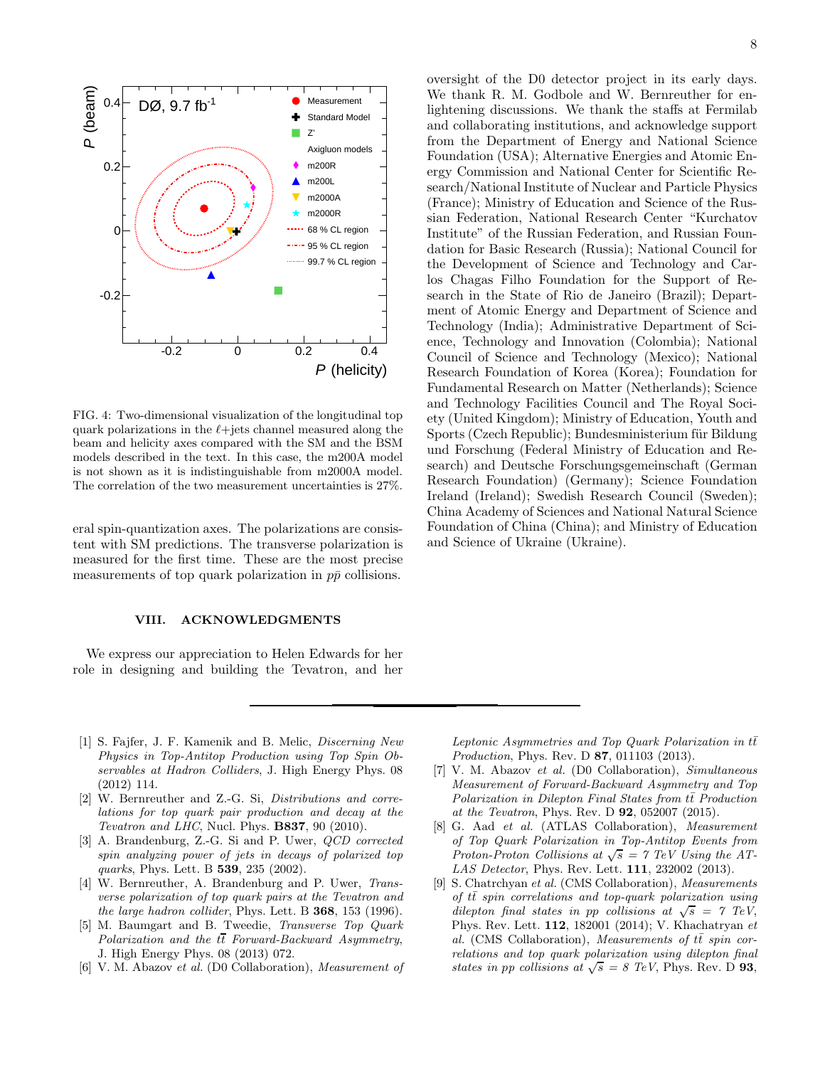DØ, 9.7 fb$^{-1}$

Measurement

Standard Model

Z'

Axigluon models

m200R

m200L

m2000A

m2000R

68 % CL region

95 % CL region

99.7 % CL region

P (beam)

P (helicity)

0.4

0.2

0

-0.2

-0.2

0

0.2

0.4

FIG. 4: Two-dimensional visualization of the longitudinal top quark polarizations in the $\ell$+jets channel measured along the beam and helicity axes compared with the SM and the BSM models described in the text. In this case, the m200A model is not shown as it is indistinguishable from m2000A model. The correlation of the two measurement uncertainties is 27%.

eral spin-quantization axes. The polarizations are consistent with SM predictions. The transverse polarization is measured for the first time. These are the most precise measurements of top quark polarization in $p\bar{p}$ collisions.

## VIII. ACKNOWLEDGMENTS

We express our appreciation to Helen Edwards for her role in designing and building the Tevatron, and her oversight of the D0 detector project in its early days. We thank R. M. Godbole and W. Bernreuther for enlightening discussions. We thank the staffs at Fermilab and collaborating institutions, and acknowledge support from the Department of Energy and National Science Foundation (USA); Alternative Energies and Atomic Energy Commission and National Center for Scientific Research/National Institute of Nuclear and Particle Physics (France); Ministry of Education and Science of the Russian Federation, National Research Center "Kurchatov Institute" of the Russian Federation, and Russian Foundation for Basic Research (Russia); National Council for the Development of Science and Technology and Carlos Chagas Filho Foundation for the Support of Research in the State of Rio de Janeiro (Brazil); Department of Atomic Energy and Department of Science and Technology (India); Administrative Department of Science, Technology and Innovation (Colombia); National Council of Science and Technology (Mexico); National Research Foundation of Korea (Korea); Foundation for Fundamental Research on Matter (Netherlands); Science and Technology Facilities Council and The Royal Society (United Kingdom); Ministry of Education, Youth and Sports (Czech Republic); Bundesministerium für Bildung und Forschung (Federal Ministry of Education and Research) and Deutsche Forschungsgemeinschaft (German Research Foundation) (Germany); Science Foundation Ireland (Ireland); Swedish Research Council (Sweden); China Academy of Sciences and National Natural Science Foundation of China (China); and Ministry of Education and Science of Ukraine (Ukraine).

---

[1] S. Fajfer, J. F. Kamenik and B. Melic, *Discerning New Physics in Top-Antitop Production using Top Spin Observables at Hadron Colliders*, J. High Energy Phys. 08 (2012) 114.

[2] W. Bernreuther and Z.-G. Si, *Distributions and correlations for top quark pair production and decay at the Tevatron and LHC*, Nucl. Phys. **B837**, 90 (2010).

[3] A. Brandenburg, Z.-G. Si and P. Uwer, *QCD corrected spin analyzing power of jets in decays of polarized top quarks*, Phys. Lett. B **539**, 235 (2002).

[4] W. Bernreuther, A. Brandenburg and P. Uwer, *Transverse polarization of top quark pairs at the Tevatron and the large hadron collider*, Phys. Lett. B **368**, 153 (1996).

[5] M. Baumgart and B. Tweedie, *Transverse Top Quark Polarization and the $t\bar{t}$ Forward-Backward Asymmetry*, J. High Energy Phys. 08 (2013) 072.

[6] V. M. Abazov *et al.* (D0 Collaboration), *Measurement of Leptonic Asymmetries and Top Quark Polarization in $t\bar{t}$ Production*, Phys. Rev. D **87**, 011103 (2013).

[7] V. M. Abazov *et al.* (D0 Collaboration), *Simultaneous Measurement of Forward-Backward Asymmetry and Top Polarization in Dilepton Final States from $t\bar{t}$ Production at the Tevatron*, Phys. Rev. D **92**, 052007 (2015).

[8] G. Aad *et al.* (ATLAS Collaboration), *Measurement of Top Quark Polarization in Top-Antitop Events from Proton-Proton Collisions at $\sqrt{s}$ = 7 TeV Using the ATLAS Detector*, Phys. Rev. Lett. **111**, 232002 (2013).

[9] S. Chatrchyan *et al.* (CMS Collaboration), *Measurements of $t\bar{t}$ spin correlations and top-quark polarization using dilepton final states in pp collisions at $\sqrt{s}$ = 7 TeV*, Phys. Rev. Lett. **112**, 182001 (2014); V. Khachatryan *et al.* (CMS Collaboration), *Measurements of $t\bar{t}$ spin correlations and top quark polarization using dilepton final states in pp collisions at $\sqrt{s}$ = 8 TeV*, Phys. Rev. D **93**,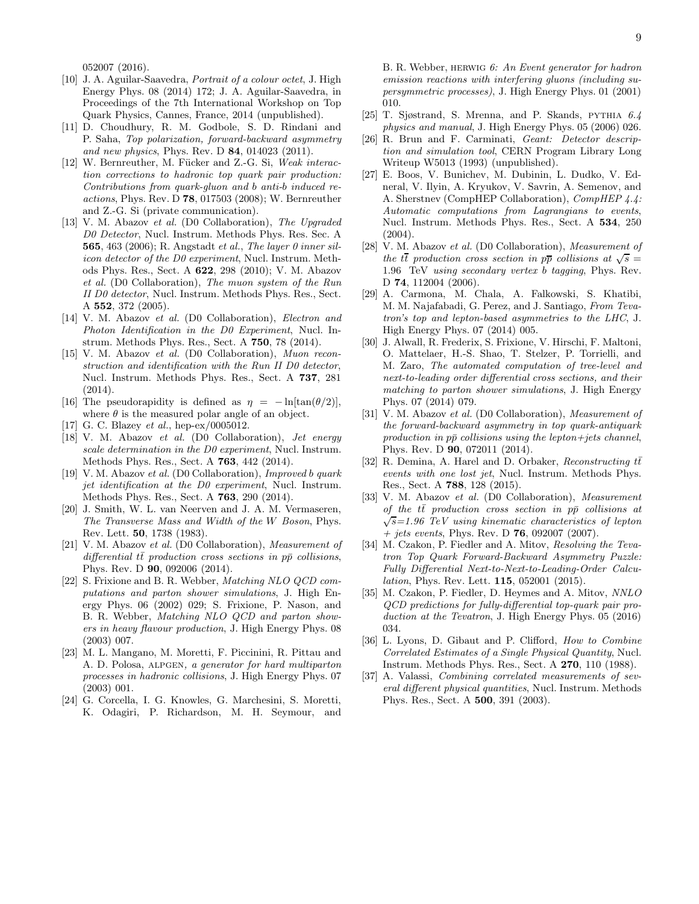052007 (2016).

[10] J. A. Aguilar-Saavedra, *Portrait of a colour octet*, J. High Energy Phys. 08 (2014) 172; J. A. Aguilar-Saavedra, in Proceedings of the 7th International Workshop on Top Quark Physics, Cannes, France, 2014 (unpublished).

[11] D. Choudhury, R. M. Godbole, S. D. Rindani and P. Saha, *Top polarization, forward-backward asymmetry and new physics*, Phys. Rev. D **84**, 014023 (2011).

[12] W. Bernreuther, M. Fücker and Z.-G. Si, *Weak interaction corrections to hadronic top quark pair production: Contributions from quark-gluon and b anti-b induced reactions*, Phys. Rev. D **78**, 017503 (2008); W. Bernreuther and Z.-G. Si (private communication).

[13] V. M. Abazov *et al.* (D0 Collaboration), *The Upgraded D0 Detector*, Nucl. Instrum. Methods Phys. Res. Sec. A **565**, 463 (2006); R. Angstadt *et al.*, *The layer 0 inner silicon detector of the D0 experiment*, Nucl. Instrum. Methods Phys. Res., Sect. A **622**, 298 (2010); V. M. Abazov *et al.* (D0 Collaboration), *The muon system of the Run II D0 detector*, Nucl. Instrum. Methods Phys. Res., Sect. A **552**, 372 (2005).

[14] V. M. Abazov *et al.* (D0 Collaboration), *Electron and Photon Identification in the D0 Experiment*, Nucl. Instrum. Methods Phys. Res., Sect. A **750**, 78 (2014).

[15] V. M. Abazov *et al.* (D0 Collaboration), *Muon reconstruction and identification with the Run II D0 detector*, Nucl. Instrum. Methods Phys. Res., Sect. A **737**, 281 (2014).

[16] The pseudorapidity is defined as $\eta = -\ln[\tan(\theta/2)]$, where $\theta$ is the measured polar angle of an object.

[17] G. C. Blazey *et al.*, hep-ex/0005012.

[18] V. M. Abazov *et al.* (D0 Collaboration), *Jet energy scale determination in the D0 experiment*, Nucl. Instrum. Methods Phys. Res., Sect. A **763**, 442 (2014).

[19] V. M. Abazov *et al.* (D0 Collaboration), *Improved b quark jet identification at the D0 experiment*, Nucl. Instrum. Methods Phys. Res., Sect. A **763**, 290 (2014).

[20] J. Smith, W. L. van Neerven and J. A. M. Vermaseren, *The Transverse Mass and Width of the W Boson*, Phys. Rev. Lett. **50**, 1738 (1983).

[21] V. M. Abazov *et al.* (D0 Collaboration), *Measurement of differential $t\bar{t}$ production cross sections in $p\bar{p}$ collisions*, Phys. Rev. D **90**, 092006 (2014).

[22] S. Frixione and B. R. Webber, *Matching NLO QCD computations and parton shower simulations*, J. High Energy Phys. 06 (2002) 029; S. Frixione, P. Nason, and B. R. Webber, *Matching NLO QCD and parton showers in heavy flavour production*, J. High Energy Phys. 08 (2003) 007.

[23] M. L. Mangano, M. Moretti, F. Piccinini, R. Pittau and A. D. Polosa, ALPGEN*, a generator for hard multiparton processes in hadronic collisions*, J. High Energy Phys. 07 (2003) 001.

[24] G. Corcella, I. G. Knowles, G. Marchesini, S. Moretti, K. Odagiri, P. Richardson, M. H. Seymour, and B. R. Webber, HERWIG *6: An Event generator for hadron emission reactions with interfering gluons (including supersymmetric processes)*, J. High Energy Phys. 01 (2001) 010.

[25] T. Sjøstrand, S. Mrenna, and P. Skands, PYTHIA *6.4 physics and manual*, J. High Energy Phys. 05 (2006) 026.

[26] R. Brun and F. Carminati, *Geant: Detector description and simulation tool*, CERN Program Library Long Writeup W5013 (1993) (unpublished).

[27] E. Boos, V. Bunichev, M. Dubinin, L. Dudko, V. Edneral, V. Ilyin, A. Kryukov, V. Savrin, A. Semenov, and A. Sherstnev (CompHEP Collaboration), *CompHEP 4.4: Automatic computations from Lagrangians to events*, Nucl. Instrum. Methods Phys. Res., Sect. A **534**, 250 (2004).

[28] V. M. Abazov *et al.* (D0 Collaboration), *Measurement of the $t\overline{t}$ production cross section in $p\overline{p}$ collisions at $\sqrt{s}$ = 1.96 TeV using secondary vertex b tagging*, Phys. Rev. D **74**, 112004 (2006).

[29] A. Carmona, M. Chala, A. Falkowski, S. Khatibi, M. M. Najafabadi, G. Perez, and J. Santiago, *From Tevatron's top and lepton-based asymmetries to the LHC*, J. High Energy Phys. 07 (2014) 005.

[30] J. Alwall, R. Frederix, S. Frixione, V. Hirschi, F. Maltoni, O. Mattelaer, H.-S. Shao, T. Stelzer, P. Torrielli, and M. Zaro, *The automated computation of tree-level and next-to-leading order differential cross sections, and their matching to parton shower simulations*, J. High Energy Phys. 07 (2014) 079.

[31] V. M. Abazov *et al.* (D0 Collaboration), *Measurement of the forward-backward asymmetry in top quark-antiquark production in $p\bar{p}$ collisions using the lepton+jets channel*, Phys. Rev. D **90**, 072011 (2014).

[32] R. Demina, A. Harel and D. Orbaker, *Reconstructing $t\bar{t}$ events with one lost jet*, Nucl. Instrum. Methods Phys. Res., Sect. A **788**, 128 (2015).

[33] V. M. Abazov *et al.* (D0 Collaboration), *Measurement of the $t\bar{t}$ production cross section in $p\bar{p}$ collisions at $\sqrt{s}$=1.96 TeV using kinematic characteristics of lepton + jets events*, Phys. Rev. D **76**, 092007 (2007).

[34] M. Czakon, P. Fiedler and A. Mitov, *Resolving the Tevatron Top Quark Forward-Backward Asymmetry Puzzle: Fully Differential Next-to-Next-to-Leading-Order Calculation*, Phys. Rev. Lett. **115**, 052001 (2015).

[35] M. Czakon, P. Fiedler, D. Heymes and A. Mitov, *NNLO QCD predictions for fully-differential top-quark pair production at the Tevatron*, J. High Energy Phys. 05 (2016) 034.

[36] L. Lyons, D. Gibaut and P. Clifford, *How to Combine Correlated Estimates of a Single Physical Quantity*, Nucl. Instrum. Methods Phys. Res., Sect. A **270**, 110 (1988).

[37] A. Valassi, *Combining correlated measurements of several different physical quantities*, Nucl. Instrum. Methods Phys. Res., Sect. A **500**, 391 (2003).